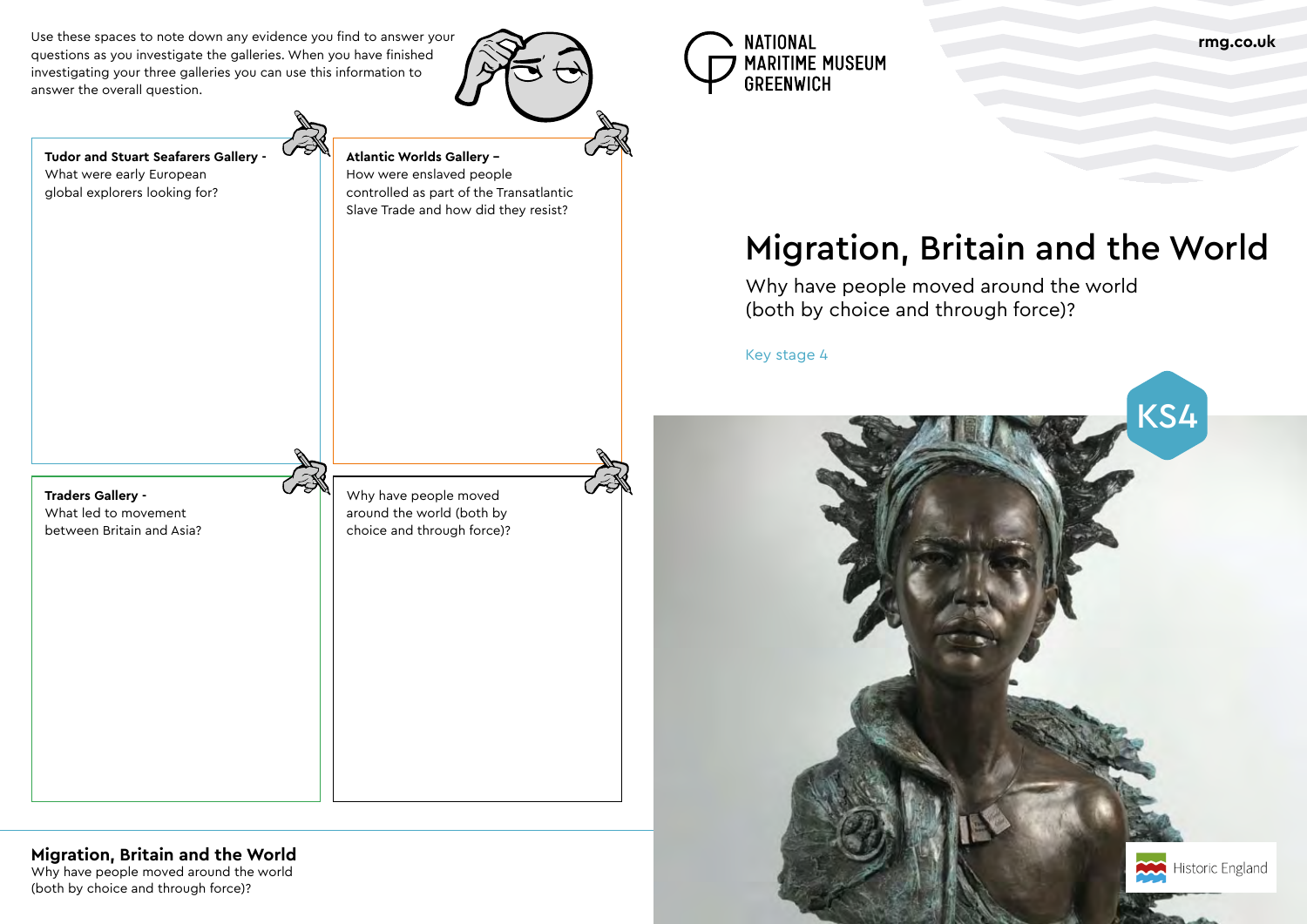Use these spaces to note down any evidence you find to answer your questions as you investigate the galleries. When you have finished investigating your three galleries you can use this information to answer the overall question.

**Tudor and Stuart Seafarers Gallery -** What were early European global explorers looking for?

**Atlantic Worlds Gallery –** How were enslaved people controlled as part of the Transatlantic Slave Trade and how did they resist?

**Traders Gallery -** What led to movement between Britain and Asia?

Why have people moved around the world (both by choice and through force)?

**Migration, Britain and the World**
Why have people moved around the world (both by choice and through force)?

NATIONAL MARITIME MUSEUM GREENWICH

rmg.co.uk

# Migration, Britain and the World

Why have people moved around the world (both by choice and through force)?

Key stage 4

KS4

Historic England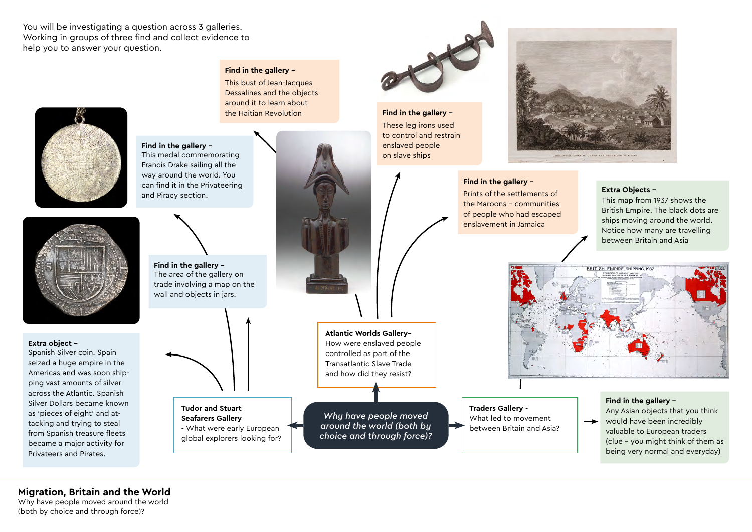You will be investigating a question across 3 galleries. Working in groups of three find and collect evidence to help you to answer your question.

*Why have people moved around the world (both by choice and through force)?*

**Tudor and Stuart Seafarers Gallery** - What were early European global explorers looking for?

**Find in the gallery –** The area of the gallery on trade involving a map on the wall and objects in jars.

**Find in the gallery –** This medal commemorating Francis Drake sailing all the way around the world. You can find it in the Privateering and Piracy section.

**Extra object –** Spanish Silver coin. Spain seized a huge empire in the Americas and was soon shipping vast amounts of silver across the Atlantic. Spanish Silver Dollars became known as 'pieces of eight' and attacking and trying to steal from Spanish treasure fleets became a major activity for Privateers and Pirates.

**Atlantic Worlds Gallery–** How were enslaved people controlled as part of the Transatlantic Slave Trade and how did they resist?

**Find in the gallery –** This bust of Jean-Jacques Dessalines and the objects around it to learn about the Haitian Revolution

**Find in the gallery –** These leg irons used to control and restrain enslaved people on slave ships

**Find in the gallery –** Prints of the settlements of the Maroons – communities of people who had escaped enslavement in Jamaica

**Traders Gallery -** What led to movement between Britain and Asia?

**Extra Objects –** This map from 1937 shows the British Empire. The black dots are ships moving around the world. Notice how many are travelling between Britain and Asia

**Find in the gallery –** Any Asian objects that you think would have been incredibly valuable to European traders (clue – you might think of them as being very normal and everyday)

## Migration, Britain and the World

Why have people moved around the world (both by choice and through force)?